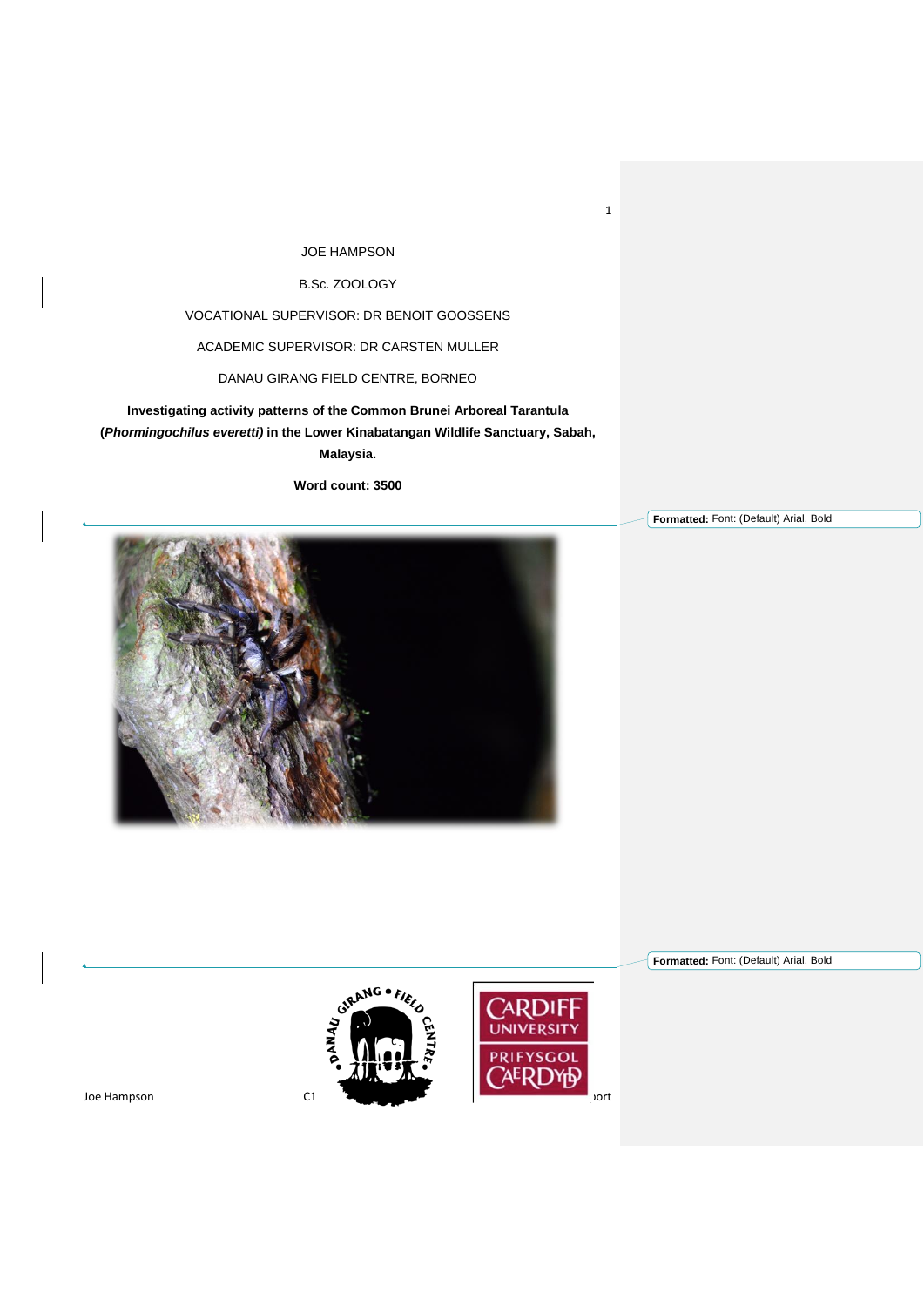JOE HAMPSON

B.Sc. ZOOLOGY

VOCATIONAL SUPERVISOR: DR BENOIT GOOSSENS

ACADEMIC SUPERVISOR: DR CARSTEN MULLER

DANAU GIRANG FIELD CENTRE, BORNEO

**Investigating activity patterns of the Common Brunei Arboreal Tarantula (*Phormingochilus everetti*) in the Lower Kinabatangan Wildlife Sanctuary, Sabah, Malaysia.**

**Word count: 3500**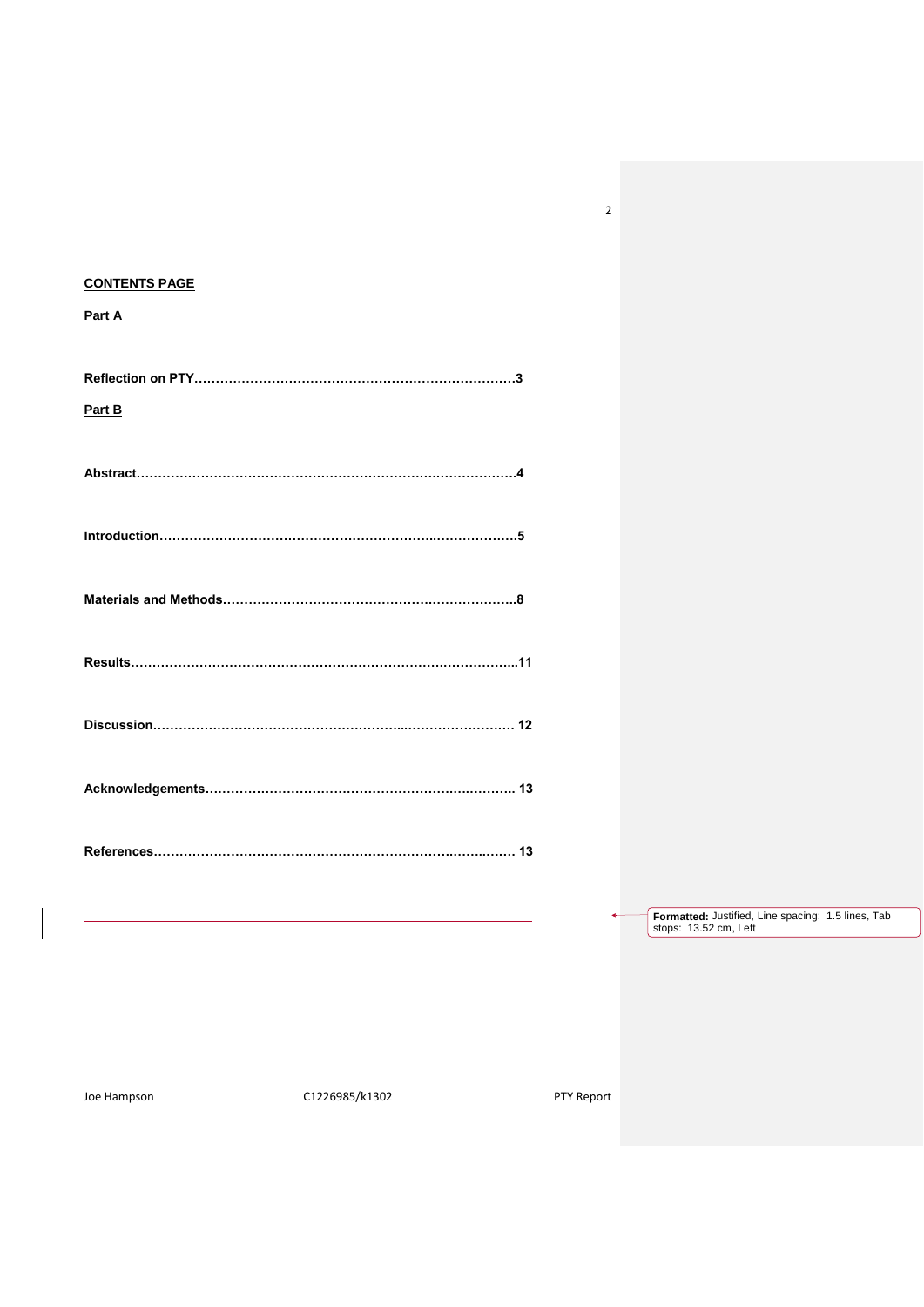**CONTENTS PAGE**

**Part A**

**Reflection on PTY……………………………………………………………….3**

**Part B**

**Abstract…………………………………………………………..…………….4**

**Introduction…………………………………………………………...……………….5**

**Materials and Methods…………………………………………..………………..8**

**Results……………………………….………………………………..……………...11**

**Discussion…………………………………….…………...………………………. 12**

**Acknowledgements…………………………………………………..………….. 13**

**References…………………………………………………………..……..……. 13**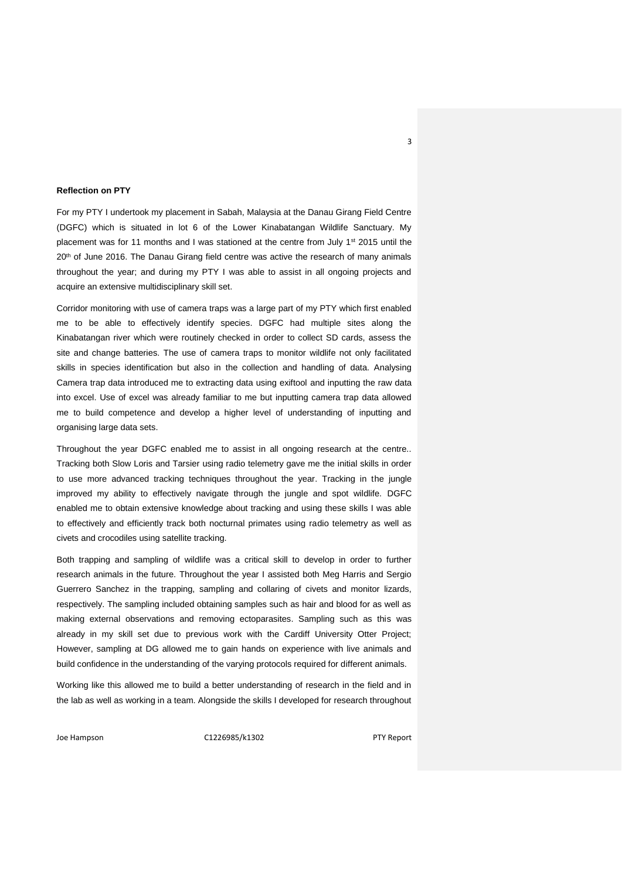**Reflection on PTY**

For my PTY I undertook my placement in Sabah, Malaysia at the Danau Girang Field Centre (DGFC) which is situated in lot 6 of the Lower Kinabatangan Wildlife Sanctuary. My placement was for 11 months and I was stationed at the centre from July 1st 2015 until the 20th of June 2016. The Danau Girang field centre was active the research of many animals throughout the year; and during my PTY I was able to assist in all ongoing projects and acquire an extensive multidisciplinary skill set.

Corridor monitoring with use of camera traps was a large part of my PTY which first enabled me to be able to effectively identify species. DGFC had multiple sites along the Kinabatangan river which were routinely checked in order to collect SD cards, assess the site and change batteries. The use of camera traps to monitor wildlife not only facilitated skills in species identification but also in the collection and handling of data. Analysing Camera trap data introduced me to extracting data using exiftool and inputting the raw data into excel. Use of excel was already familiar to me but inputting camera trap data allowed me to build competence and develop a higher level of understanding of inputting and organising large data sets.

Throughout the year DGFC enabled me to assist in all ongoing research at the centre.. Tracking both Slow Loris and Tarsier using radio telemetry gave me the initial skills in order to use more advanced tracking techniques throughout the year. Tracking in the jungle improved my ability to effectively navigate through the jungle and spot wildlife. DGFC enabled me to obtain extensive knowledge about tracking and using these skills I was able to effectively and efficiently track both nocturnal primates using radio telemetry as well as civets and crocodiles using satellite tracking.

Both trapping and sampling of wildlife was a critical skill to develop in order to further research animals in the future. Throughout the year I assisted both Meg Harris and Sergio Guerrero Sanchez in the trapping, sampling and collaring of civets and monitor lizards, respectively. The sampling included obtaining samples such as hair and blood for as well as making external observations and removing ectoparasites. Sampling such as this was already in my skill set due to previous work with the Cardiff University Otter Project; However, sampling at DG allowed me to gain hands on experience with live animals and build confidence in the understanding of the varying protocols required for different animals.

Working like this allowed me to build a better understanding of research in the field and in the lab as well as working in a team. Alongside the skills I developed for research throughout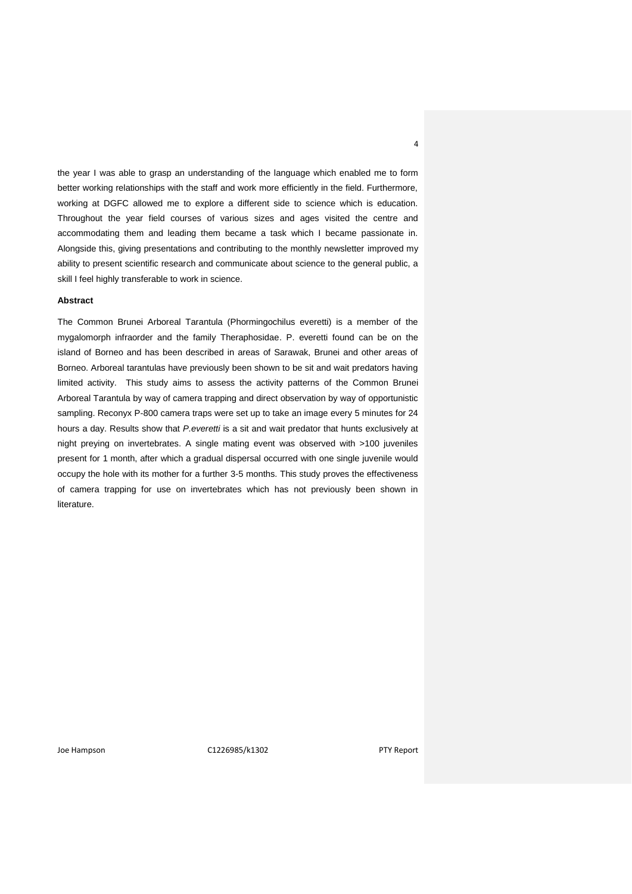the year I was able to grasp an understanding of the language which enabled me to form better working relationships with the staff and work more efficiently in the field. Furthermore, working at DGFC allowed me to explore a different side to science which is education. Throughout the year field courses of various sizes and ages visited the centre and accommodating them and leading them became a task which I became passionate in. Alongside this, giving presentations and contributing to the monthly newsletter improved my ability to present scientific research and communicate about science to the general public, a skill I feel highly transferable to work in science.

**Abstract**

The Common Brunei Arboreal Tarantula (Phormingochilus everetti) is a member of the mygalomorph infraorder and the family Theraphosidae. P. everetti found can be on the island of Borneo and has been described in areas of Sarawak, Brunei and other areas of Borneo. Arboreal tarantulas have previously been shown to be sit and wait predators having limited activity. This study aims to assess the activity patterns of the Common Brunei Arboreal Tarantula by way of camera trapping and direct observation by way of opportunistic sampling. Reconyx P-800 camera traps were set up to take an image every 5 minutes for 24 hours a day. Results show that *P.everetti* is a sit and wait predator that hunts exclusively at night preying on invertebrates. A single mating event was observed with >100 juveniles present for 1 month, after which a gradual dispersal occurred with one single juvenile would occupy the hole with its mother for a further 3-5 months. This study proves the effectiveness of camera trapping for use on invertebrates which has not previously been shown in literature.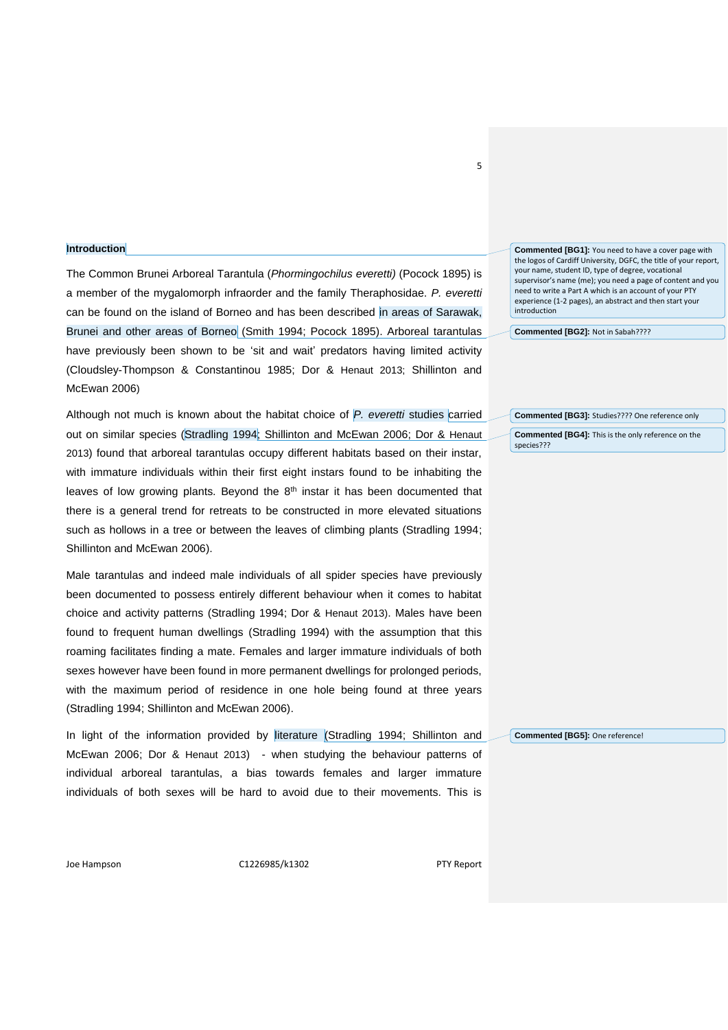## Introduction

The Common Brunei Arboreal Tarantula (*Phormingochilus everetti)* (Pocock 1895) is a member of the mygalomorph infraorder and the family Theraphosidae. *P. everetti* can be found on the island of Borneo and has been described in areas of Sarawak, Brunei and other areas of Borneo (Smith 1994; Pocock 1895). Arboreal tarantulas have previously been shown to be 'sit and wait' predators having limited activity (Cloudsley-Thompson & Constantinou 1985; Dor & Henaut 2013; Shillinton and McEwan 2006)

Although not much is known about the habitat choice of *P. everetti* studies carried out on similar species (Stradling 1994; Shillinton and McEwan 2006; Dor & Henaut 2013) found that arboreal tarantulas occupy different habitats based on their instar, with immature individuals within their first eight instars found to be inhabiting the leaves of low growing plants. Beyond the 8th instar it has been documented that there is a general trend for retreats to be constructed in more elevated situations such as hollows in a tree or between the leaves of climbing plants (Stradling 1994; Shillinton and McEwan 2006).

Male tarantulas and indeed male individuals of all spider species have previously been documented to possess entirely different behaviour when it comes to habitat choice and activity patterns (Stradling 1994; Dor & Henaut 2013). Males have been found to frequent human dwellings (Stradling 1994) with the assumption that this roaming facilitates finding a mate. Females and larger immature individuals of both sexes however have been found in more permanent dwellings for prolonged periods, with the maximum period of residence in one hole being found at three years (Stradling 1994; Shillinton and McEwan 2006).

In light of the information provided by literature (Stradling 1994; Shillinton and McEwan 2006; Dor & Henaut 2013) - when studying the behaviour patterns of individual arboreal tarantulas, a bias towards females and larger immature individuals of both sexes will be hard to avoid due to their movements. This is

**Commented [BG1]:** You need to have a cover page with the logos of Cardiff University, DGFC, the title of your report, your name, student ID, type of degree, vocational supervisor's name (me); you need a page of content and you need to write a Part A which is an account of your PTY experience (1-2 pages), an abstract and then start your introduction

**Commented [BG2]:** Not in Sabah????

**Commented [BG3]:** Studies???? One reference only

**Commented [BG4]:** This is the only reference on the species???

**Commented [BG5]:** One reference!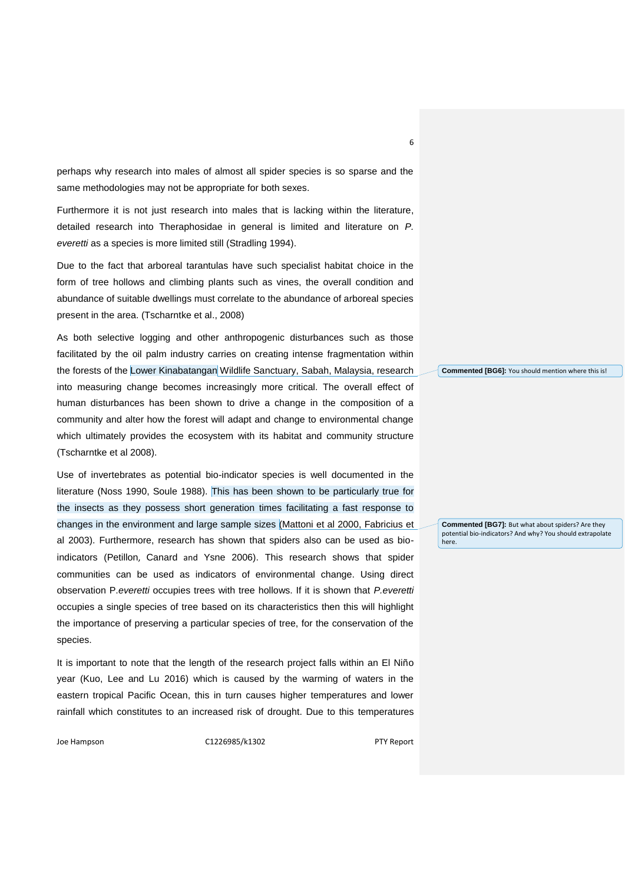perhaps why research into males of almost all spider species is so sparse and the same methodologies may not be appropriate for both sexes.

Furthermore it is not just research into males that is lacking within the literature, detailed research into Theraphosidae in general is limited and literature on *P. everetti* as a species is more limited still (Stradling 1994).

Due to the fact that arboreal tarantulas have such specialist habitat choice in the form of tree hollows and climbing plants such as vines, the overall condition and abundance of suitable dwellings must correlate to the abundance of arboreal species present in the area. (Tscharntke et al., 2008)

As both selective logging and other anthropogenic disturbances such as those facilitated by the oil palm industry carries on creating intense fragmentation within the forests of the Lower Kinabatangan Wildlife Sanctuary, Sabah, Malaysia, research into measuring change becomes increasingly more critical. The overall effect of human disturbances has been shown to drive a change in the composition of a community and alter how the forest will adapt and change to environmental change which ultimately provides the ecosystem with its habitat and community structure (Tscharntke et al 2008).

Use of invertebrates as potential bio-indicator species is well documented in the literature (Noss 1990, Soule 1988). This has been shown to be particularly true for the insects as they possess short generation times facilitating a fast response to changes in the environment and large sample sizes (Mattoni et al 2000, Fabricius et al 2003). Furthermore, research has shown that spiders also can be used as bio-indicators (Petillon, Canard and Ysne 2006). This research shows that spider communities can be used as indicators of environmental change. Using direct observation P.*everetti* occupies trees with tree hollows. If it is shown that *P.everetti* occupies a single species of tree based on its characteristics then this will highlight the importance of preserving a particular species of tree, for the conservation of the species.

It is important to note that the length of the research project falls within an El Niño year (Kuo, Lee and Lu 2016) which is caused by the warming of waters in the eastern tropical Pacific Ocean, this in turn causes higher temperatures and lower rainfall which constitutes to an increased risk of drought. Due to this temperatures

**Commented [BG6]:** You should mention where this is!

**Commented [BG7]:** But what about spiders? Are they potential bio-indicators? And why? You should extrapolate here.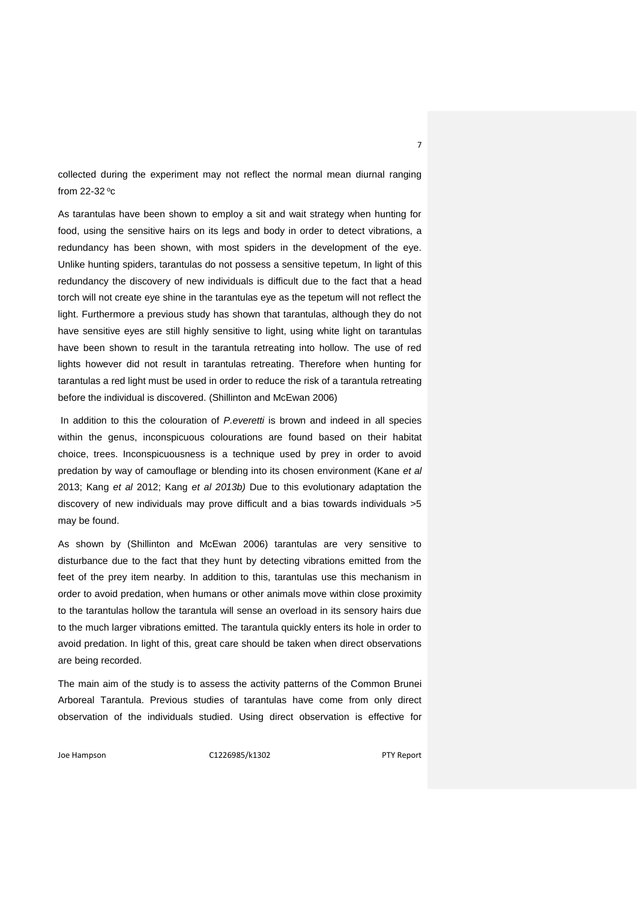collected during the experiment may not reflect the normal mean diurnal ranging from 22-32 $^{o}$c

As tarantulas have been shown to employ a sit and wait strategy when hunting for food, using the sensitive hairs on its legs and body in order to detect vibrations, a redundancy has been shown, with most spiders in the development of the eye. Unlike hunting spiders, tarantulas do not possess a sensitive tepetum, In light of this redundancy the discovery of new individuals is difficult due to the fact that a head torch will not create eye shine in the tarantulas eye as the tepetum will not reflect the light. Furthermore a previous study has shown that tarantulas, although they do not have sensitive eyes are still highly sensitive to light, using white light on tarantulas have been shown to result in the tarantula retreating into hollow. The use of red lights however did not result in tarantulas retreating. Therefore when hunting for tarantulas a red light must be used in order to reduce the risk of a tarantula retreating before the individual is discovered. (Shillinton and McEwan 2006)

In addition to this the colouration of *P.everetti* is brown and indeed in all species within the genus, inconspicuous colourations are found based on their habitat choice, trees. Inconspicuousness is a technique used by prey in order to avoid predation by way of camouflage or blending into its chosen environment (Kane *et al* 2013; Kang *et al* 2012; Kang *et al 2013b)* Due to this evolutionary adaptation the discovery of new individuals may prove difficult and a bias towards individuals >5 may be found.

As shown by (Shillinton and McEwan 2006) tarantulas are very sensitive to disturbance due to the fact that they hunt by detecting vibrations emitted from the feet of the prey item nearby. In addition to this, tarantulas use this mechanism in order to avoid predation, when humans or other animals move within close proximity to the tarantulas hollow the tarantula will sense an overload in its sensory hairs due to the much larger vibrations emitted. The tarantula quickly enters its hole in order to avoid predation. In light of this, great care should be taken when direct observations are being recorded.

The main aim of the study is to assess the activity patterns of the Common Brunei Arboreal Tarantula. Previous studies of tarantulas have come from only direct observation of the individuals studied. Using direct observation is effective for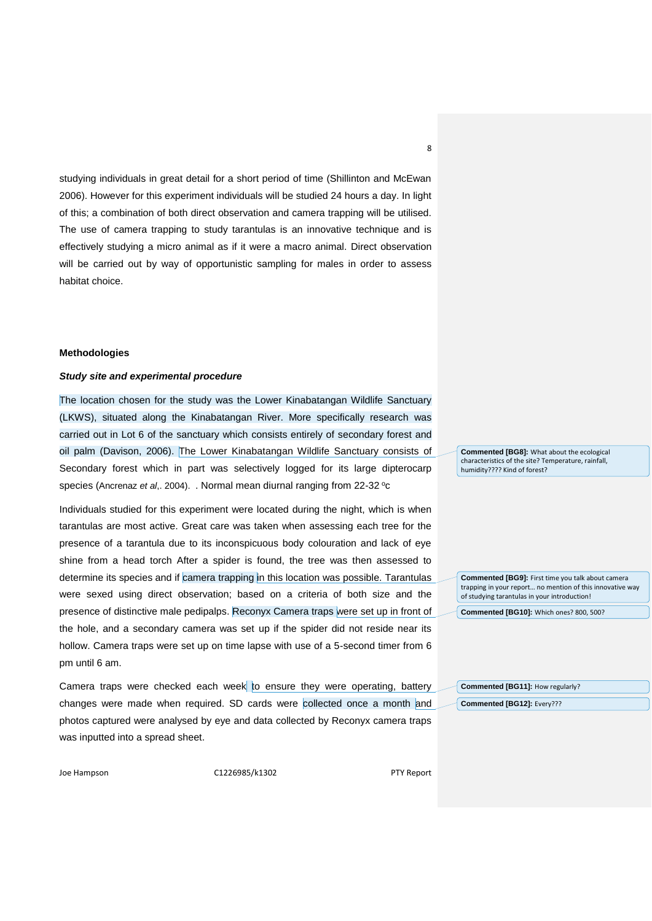studying individuals in great detail for a short period of time (Shillinton and McEwan 2006). However for this experiment individuals will be studied 24 hours a day. In light of this; a combination of both direct observation and camera trapping will be utilised. The use of camera trapping to study tarantulas is an innovative technique and is effectively studying a micro animal as if it were a macro animal. Direct observation will be carried out by way of opportunistic sampling for males in order to assess habitat choice.

**Methodologies**

***Study site and experimental procedure***

The location chosen for the study was the Lower Kinabatangan Wildlife Sanctuary (LKWS), situated along the Kinabatangan River. More specifically research was carried out in Lot 6 of the sanctuary which consists entirely of secondary forest and oil palm (Davison, 2006). The Lower Kinabatangan Wildlife Sanctuary consists of Secondary forest which in part was selectively logged for its large dipterocarp species (Ancrenaz *et al*,. 2004). . Normal mean diurnal ranging from 22-32 ºc

Individuals studied for this experiment were located during the night, which is when tarantulas are most active. Great care was taken when assessing each tree for the presence of a tarantula due to its inconspicuous body colouration and lack of eye shine from a head torch After a spider is found, the tree was then assessed to determine its species and if camera trapping in this location was possible. Tarantulas were sexed using direct observation; based on a criteria of both size and the presence of distinctive male pedipalps. Reconyx Camera traps were set up in front of the hole, and a secondary camera was set up if the spider did not reside near its hollow. Camera traps were set up on time lapse with use of a 5-second timer from 6 pm until 6 am.

Camera traps were checked each week to ensure they were operating, battery changes were made when required. SD cards were collected once a month and photos captured were analysed by eye and data collected by Reconyx camera traps was inputted into a spread sheet.

**Commented [BG8]:** What about the ecological characteristics of the site? Temperature, rainfall, humidity???? Kind of forest?

**Commented [BG9]:** First time you talk about camera trapping in your report… no mention of this innovative way of studying tarantulas in your introduction!

**Commented [BG10]:** Which ones? 800, 500?

**Commented [BG11]:** How regularly?

**Commented [BG12]:** Every???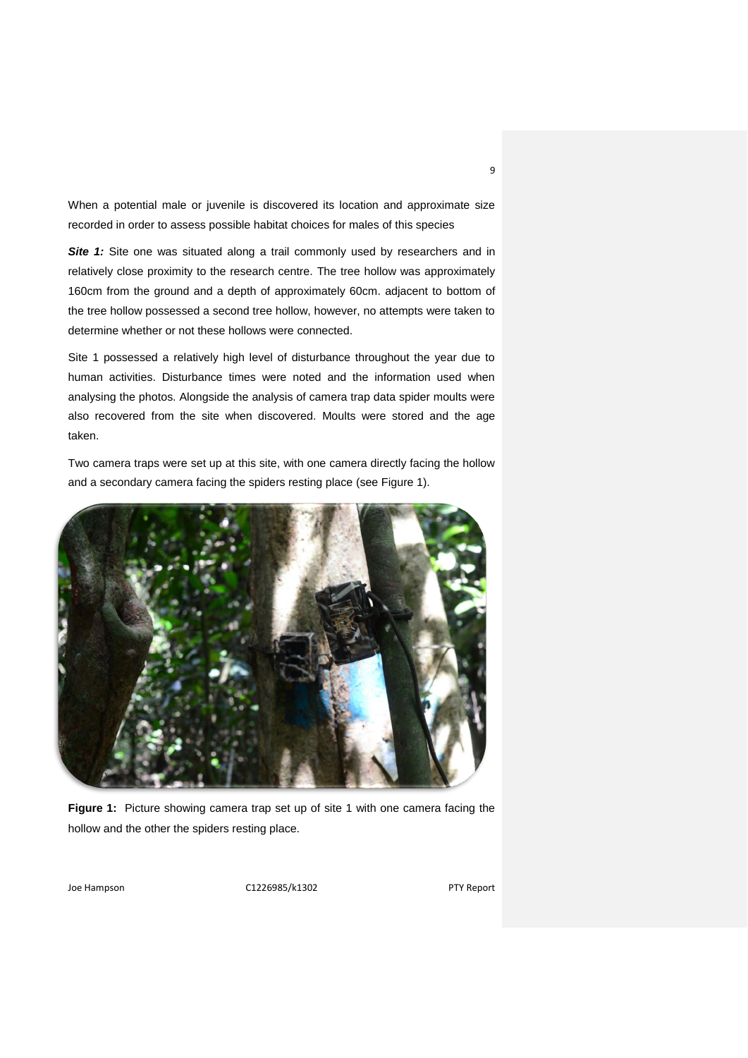When a potential male or juvenile is discovered its location and approximate size recorded in order to assess possible habitat choices for males of this species

***Site 1:*** Site one was situated along a trail commonly used by researchers and in relatively close proximity to the research centre. The tree hollow was approximately 160cm from the ground and a depth of approximately 60cm. adjacent to bottom of the tree hollow possessed a second tree hollow, however, no attempts were taken to determine whether or not these hollows were connected.

Site 1 possessed a relatively high level of disturbance throughout the year due to human activities. Disturbance times were noted and the information used when analysing the photos. Alongside the analysis of camera trap data spider moults were also recovered from the site when discovered. Moults were stored and the age taken.

Two camera traps were set up at this site, with one camera directly facing the hollow and a secondary camera facing the spiders resting place (see Figure 1).

**Figure 1:** Picture showing camera trap set up of site 1 with one camera facing the hollow and the other the spiders resting place.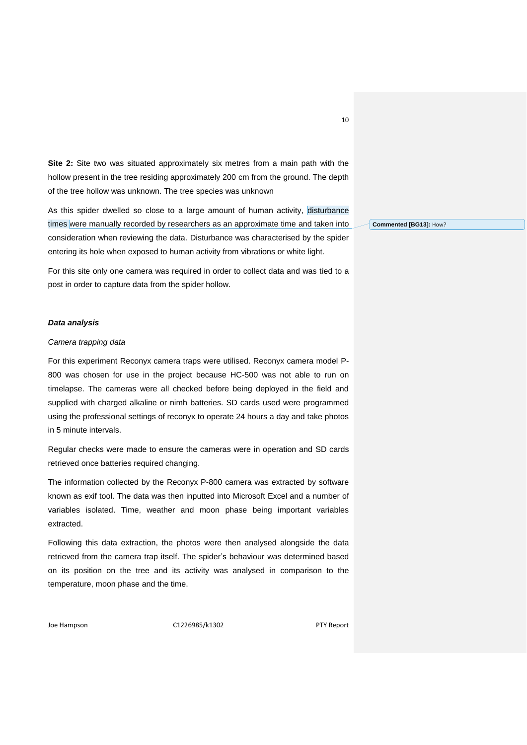**Site 2:** Site two was situated approximately six metres from a main path with the hollow present in the tree residing approximately 200 cm from the ground. The depth of the tree hollow was unknown. The tree species was unknown

As this spider dwelled so close to a large amount of human activity, disturbance times were manually recorded by researchers as an approximate time and taken into consideration when reviewing the data. Disturbance was characterised by the spider entering its hole when exposed to human activity from vibrations or white light.

For this site only one camera was required in order to collect data and was tied to a post in order to capture data from the spider hollow.

***Data analysis***

*Camera trapping data*

For this experiment Reconyx camera traps were utilised. Reconyx camera model P-800 was chosen for use in the project because HC-500 was not able to run on timelapse. The cameras were all checked before being deployed in the field and supplied with charged alkaline or nimh batteries. SD cards used were programmed using the professional settings of reconyx to operate 24 hours a day and take photos in 5 minute intervals.

Regular checks were made to ensure the cameras were in operation and SD cards retrieved once batteries required changing.

The information collected by the Reconyx P-800 camera was extracted by software known as exif tool. The data was then inputted into Microsoft Excel and a number of variables isolated. Time, weather and moon phase being important variables extracted.

Following this data extraction, the photos were then analysed alongside the data retrieved from the camera trap itself. The spider's behaviour was determined based on its position on the tree and its activity was analysed in comparison to the temperature, moon phase and the time.

**Commented [BG13]:** How?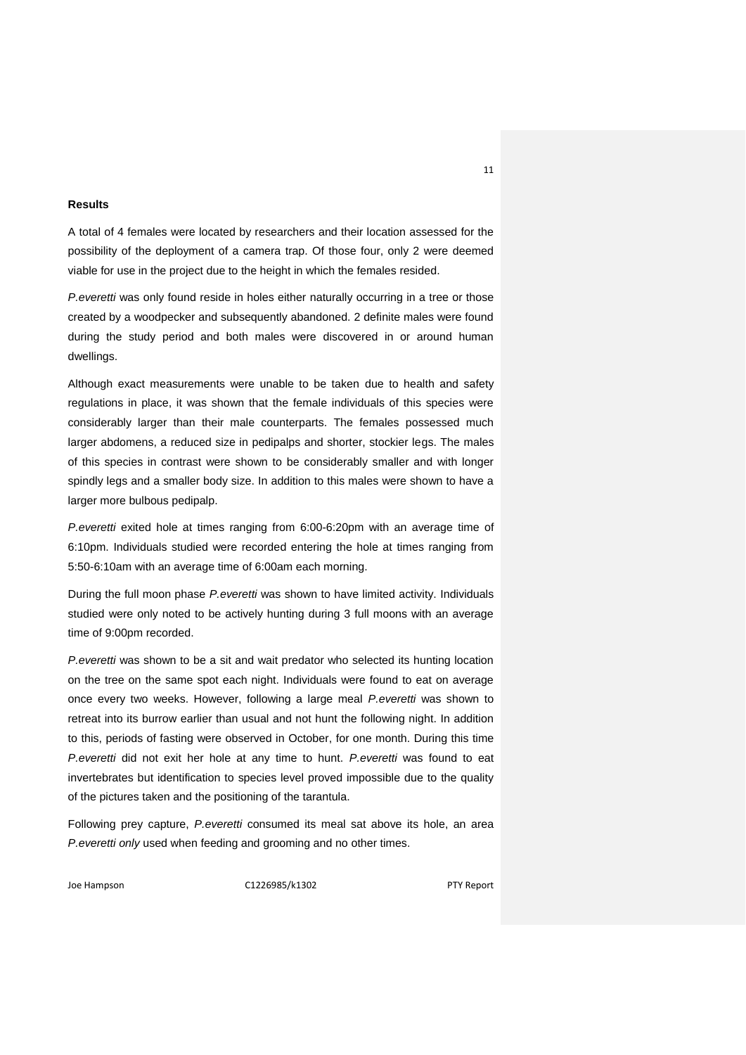**Results**

A total of 4 females were located by researchers and their location assessed for the possibility of the deployment of a camera trap. Of those four, only 2 were deemed viable for use in the project due to the height in which the females resided.

*P.everetti* was only found reside in holes either naturally occurring in a tree or those created by a woodpecker and subsequently abandoned. 2 definite males were found during the study period and both males were discovered in or around human dwellings.

Although exact measurements were unable to be taken due to health and safety regulations in place, it was shown that the female individuals of this species were considerably larger than their male counterparts. The females possessed much larger abdomens, a reduced size in pedipalps and shorter, stockier legs. The males of this species in contrast were shown to be considerably smaller and with longer spindly legs and a smaller body size. In addition to this males were shown to have a larger more bulbous pedipalp.

*P.everetti* exited hole at times ranging from 6:00-6:20pm with an average time of 6:10pm. Individuals studied were recorded entering the hole at times ranging from 5:50-6:10am with an average time of 6:00am each morning.

During the full moon phase *P.everetti* was shown to have limited activity. Individuals studied were only noted to be actively hunting during 3 full moons with an average time of 9:00pm recorded.

*P.everetti* was shown to be a sit and wait predator who selected its hunting location on the tree on the same spot each night. Individuals were found to eat on average once every two weeks. However, following a large meal *P.everetti* was shown to retreat into its burrow earlier than usual and not hunt the following night. In addition to this, periods of fasting were observed in October, for one month. During this time *P.everetti* did not exit her hole at any time to hunt. *P.everetti* was found to eat invertebrates but identification to species level proved impossible due to the quality of the pictures taken and the positioning of the tarantula.

Following prey capture, *P.everetti* consumed its meal sat above its hole, an area *P.everetti only* used when feeding and grooming and no other times.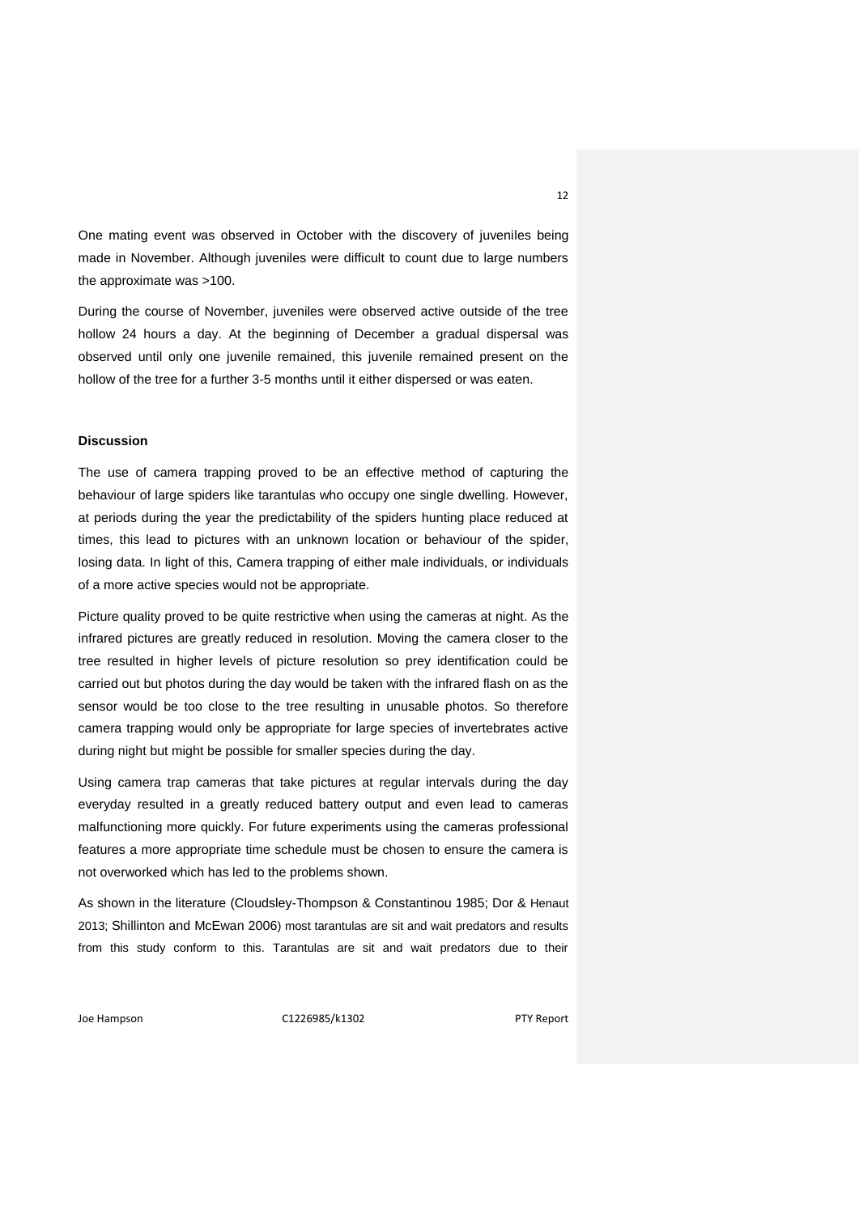One mating event was observed in October with the discovery of juveniles being made in November. Although juveniles were difficult to count due to large numbers the approximate was >100.

During the course of November, juveniles were observed active outside of the tree hollow 24 hours a day. At the beginning of December a gradual dispersal was observed until only one juvenile remained, this juvenile remained present on the hollow of the tree for a further 3-5 months until it either dispersed or was eaten.

**Discussion**

The use of camera trapping proved to be an effective method of capturing the behaviour of large spiders like tarantulas who occupy one single dwelling. However, at periods during the year the predictability of the spiders hunting place reduced at times, this lead to pictures with an unknown location or behaviour of the spider, losing data. In light of this, Camera trapping of either male individuals, or individuals of a more active species would not be appropriate.

Picture quality proved to be quite restrictive when using the cameras at night. As the infrared pictures are greatly reduced in resolution. Moving the camera closer to the tree resulted in higher levels of picture resolution so prey identification could be carried out but photos during the day would be taken with the infrared flash on as the sensor would be too close to the tree resulting in unusable photos. So therefore camera trapping would only be appropriate for large species of invertebrates active during night but might be possible for smaller species during the day.

Using camera trap cameras that take pictures at regular intervals during the day everyday resulted in a greatly reduced battery output and even lead to cameras malfunctioning more quickly. For future experiments using the cameras professional features a more appropriate time schedule must be chosen to ensure the camera is not overworked which has led to the problems shown.

As shown in the literature (Cloudsley-Thompson & Constantinou 1985; Dor & Henaut 2013; Shillinton and McEwan 2006) most tarantulas are sit and wait predators and results from this study conform to this. Tarantulas are sit and wait predators due to their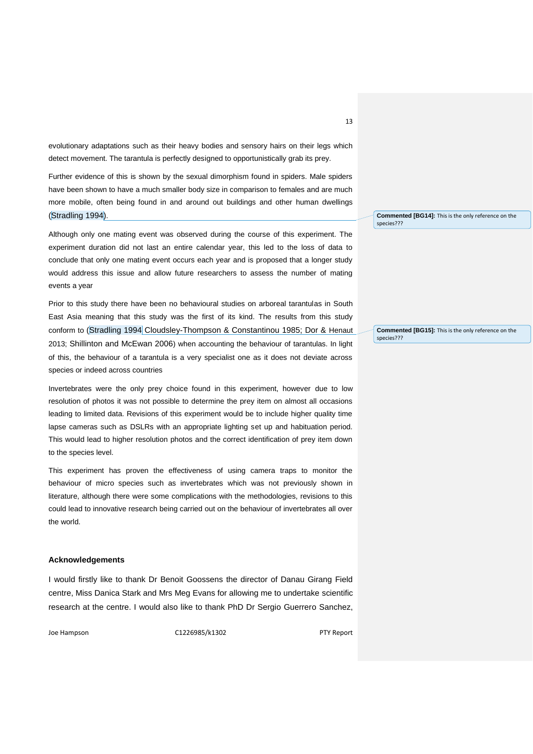evolutionary adaptations such as their heavy bodies and sensory hairs on their legs which detect movement. The tarantula is perfectly designed to opportunistically grab its prey.

Further evidence of this is shown by the sexual dimorphism found in spiders. Male spiders have been shown to have a much smaller body size in comparison to females and are much more mobile, often being found in and around out buildings and other human dwellings (Stradling 1994).

**Commented [BG14]:** This is the only reference on the species???

Although only one mating event was observed during the course of this experiment. The experiment duration did not last an entire calendar year, this led to the loss of data to conclude that only one mating event occurs each year and is proposed that a longer study would address this issue and allow future researchers to assess the number of mating events a year

Prior to this study there have been no behavioural studies on arboreal tarantulas in South East Asia meaning that this study was the first of its kind. The results from this study conform to (Stradling 1994 Cloudsley-Thompson & Constantinou 1985; Dor & Henaut 2013; Shillinton and McEwan 2006) when accounting the behaviour of tarantulas. In light of this, the behaviour of a tarantula is a very specialist one as it does not deviate across species or indeed across countries

**Commented [BG15]:** This is the only reference on the species???

Invertebrates were the only prey choice found in this experiment, however due to low resolution of photos it was not possible to determine the prey item on almost all occasions leading to limited data. Revisions of this experiment would be to include higher quality time lapse cameras such as DSLRs with an appropriate lighting set up and habituation period. This would lead to higher resolution photos and the correct identification of prey item down to the species level.

This experiment has proven the effectiveness of using camera traps to monitor the behaviour of micro species such as invertebrates which was not previously shown in literature, although there were some complications with the methodologies, revisions to this could lead to innovative research being carried out on the behaviour of invertebrates all over the world.

### Acknowledgements

I would firstly like to thank Dr Benoit Goossens the director of Danau Girang Field centre, Miss Danica Stark and Mrs Meg Evans for allowing me to undertake scientific research at the centre. I would also like to thank PhD Dr Sergio Guerrero Sanchez,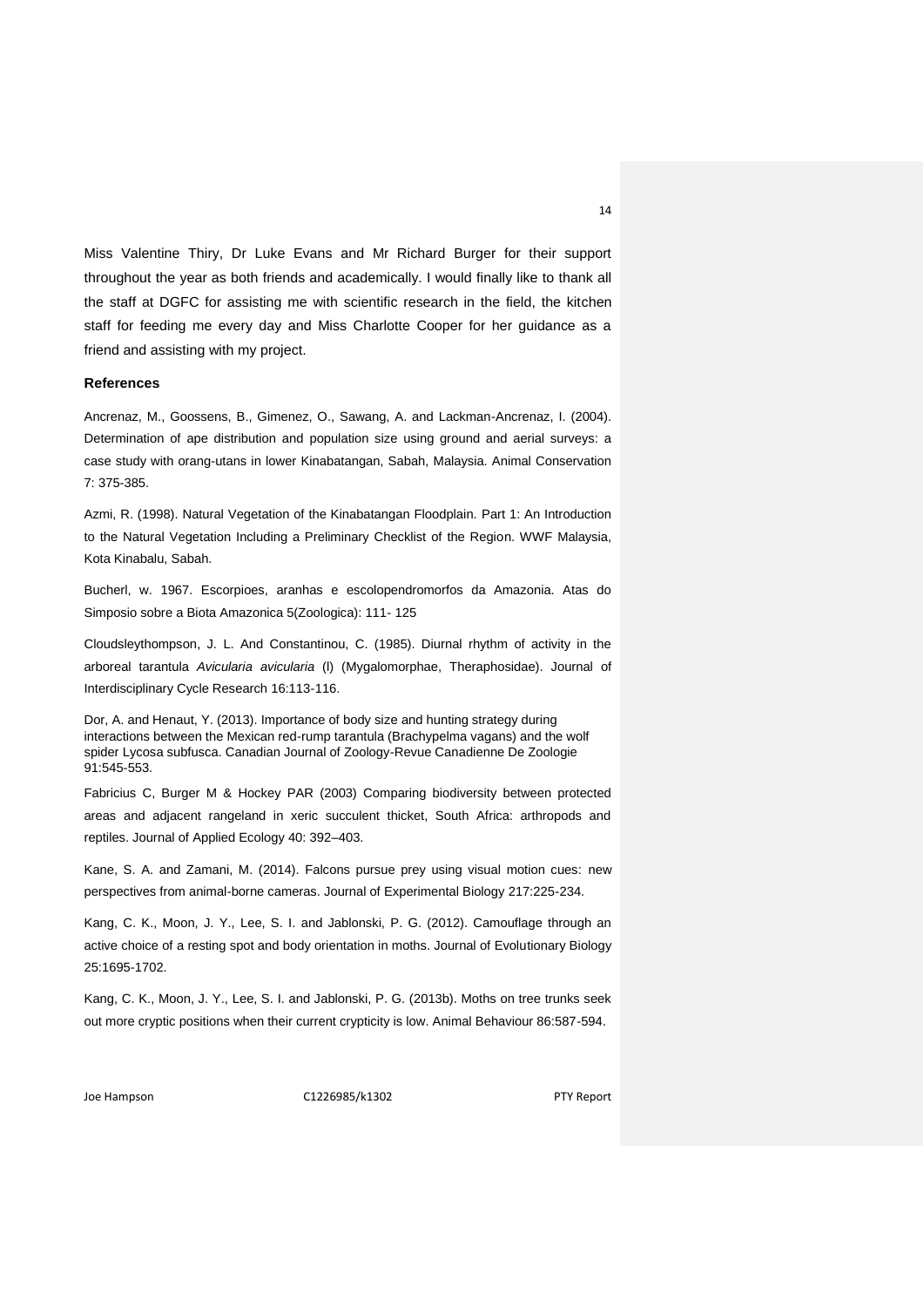Miss Valentine Thiry, Dr Luke Evans and Mr Richard Burger for their support throughout the year as both friends and academically. I would finally like to thank all the staff at DGFC for assisting me with scientific research in the field, the kitchen staff for feeding me every day and Miss Charlotte Cooper for her guidance as a friend and assisting with my project.

**References**

Ancrenaz, M., Goossens, B., Gimenez, O., Sawang, A. and Lackman-Ancrenaz, I. (2004). Determination of ape distribution and population size using ground and aerial surveys: a case study with orang-utans in lower Kinabatangan, Sabah, Malaysia. Animal Conservation 7: 375-385.

Azmi, R. (1998). Natural Vegetation of the Kinabatangan Floodplain. Part 1: An Introduction to the Natural Vegetation Including a Preliminary Checklist of the Region. WWF Malaysia, Kota Kinabalu, Sabah.

Bucherl, w. 1967. Escorpioes, aranhas e escolopendromorfos da Amazonia. Atas do Simposio sobre a Biota Amazonica 5(Zoologica): 111- 125

Cloudsleythompson, J. L. And Constantinou, C. (1985). Diurnal rhythm of activity in the arboreal tarantula *Avicularia avicularia* (l) (Mygalomorphae, Theraphosidae). Journal of Interdisciplinary Cycle Research 16:113-116.

Dor, A. and Henaut, Y. (2013). Importance of body size and hunting strategy during interactions between the Mexican red-rump tarantula (Brachypelma vagans) and the wolf spider Lycosa subfusca. Canadian Journal of Zoology-Revue Canadienne De Zoologie 91:545-553.

Fabricius C, Burger M & Hockey PAR (2003) Comparing biodiversity between protected areas and adjacent rangeland in xeric succulent thicket, South Africa: arthropods and reptiles. Journal of Applied Ecology 40: 392–403.

Kane, S. A. and Zamani, M. (2014). Falcons pursue prey using visual motion cues: new perspectives from animal-borne cameras. Journal of Experimental Biology 217:225-234.

Kang, C. K., Moon, J. Y., Lee, S. I. and Jablonski, P. G. (2012). Camouflage through an active choice of a resting spot and body orientation in moths. Journal of Evolutionary Biology 25:1695-1702.

Kang, C. K., Moon, J. Y., Lee, S. I. and Jablonski, P. G. (2013b). Moths on tree trunks seek out more cryptic positions when their current crypticity is low. Animal Behaviour 86:587-594.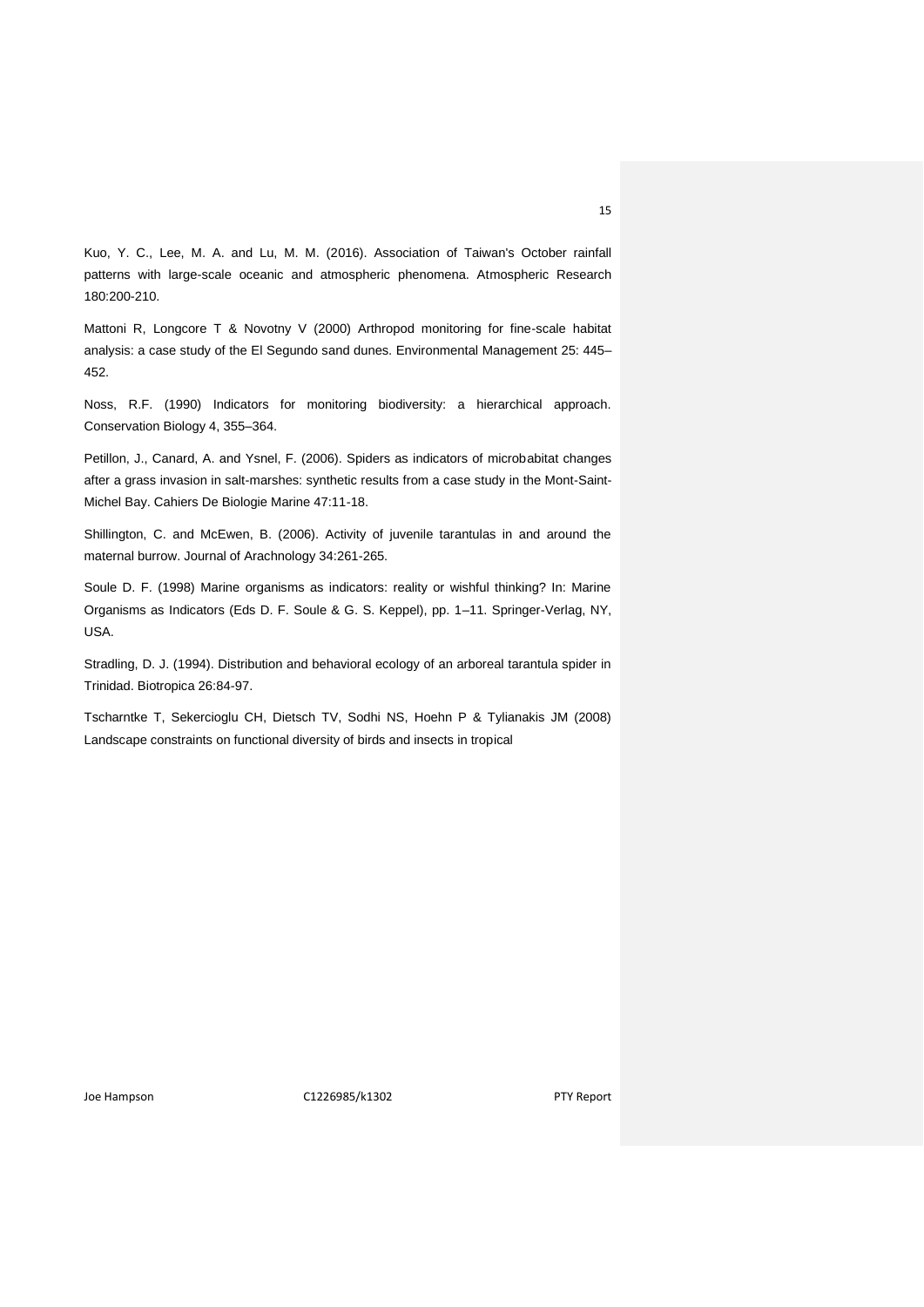Kuo, Y. C., Lee, M. A. and Lu, M. M. (2016). Association of Taiwan's October rainfall patterns with large-scale oceanic and atmospheric phenomena. Atmospheric Research 180:200-210.

Mattoni R, Longcore T & Novotny V (2000) Arthropod monitoring for fine-scale habitat analysis: a case study of the El Segundo sand dunes. Environmental Management 25: 445–452.

Noss, R.F. (1990) Indicators for monitoring biodiversity: a hierarchical approach. Conservation Biology 4, 355–364.

Petillon, J., Canard, A. and Ysnel, F. (2006). Spiders as indicators of microbabitat changes after a grass invasion in salt-marshes: synthetic results from a case study in the Mont-Saint-Michel Bay. Cahiers De Biologie Marine 47:11-18.

Shillington, C. and McEwen, B. (2006). Activity of juvenile tarantulas in and around the maternal burrow. Journal of Arachnology 34:261-265.

Soule D. F. (1998) Marine organisms as indicators: reality or wishful thinking? In: Marine Organisms as Indicators (Eds D. F. Soule & G. S. Keppel), pp. 1–11. Springer-Verlag, NY, USA.

Stradling, D. J. (1994). Distribution and behavioral ecology of an arboreal tarantula spider in Trinidad. Biotropica 26:84-97.

Tscharntke T, Sekercioglu CH, Dietsch TV, Sodhi NS, Hoehn P & Tylianakis JM (2008) Landscape constraints on functional diversity of birds and insects in tropical